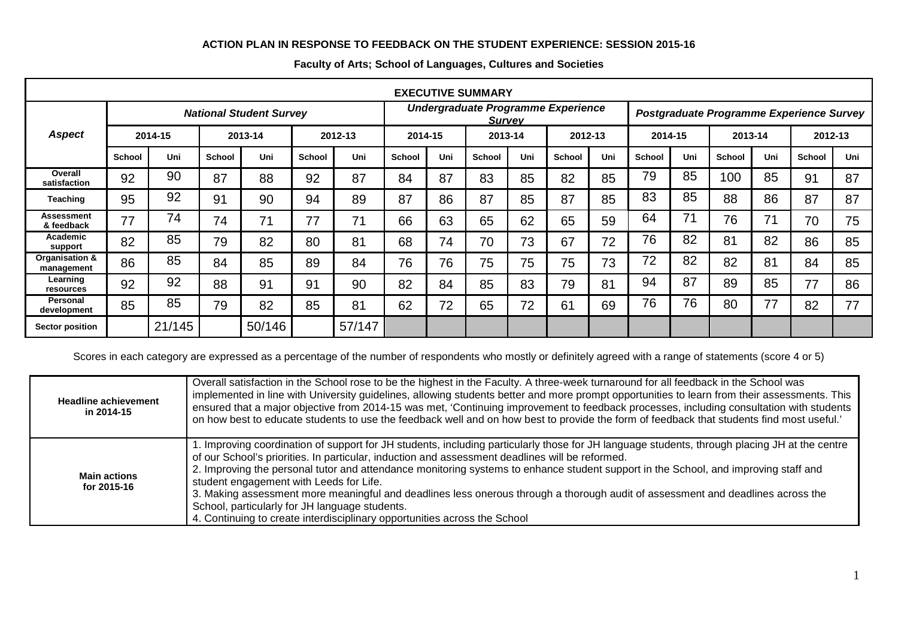**ACTION PLAN IN RESPONSE TO FEEDBACK ON THE STUDENT EXPERIENCE: SESSION 2015-16**

**Faculty of Arts; School of Languages, Cultures and Societies**

| **EXECUTIVE SUMMARY** | | | | | | | | | | | | | | | | | | |
|---|---|---|---|---|---|---|---|---|---|---|---|---|---|---|---|---|---|---|
| ***Aspect*** | ***National Student Survey*** | | | | | | ***Undergraduate Programme Experience Survey*** | | | | | | ***Postgraduate Programme Experience Survey*** | | | | | |
| | **2014-15** | | **2013-14** | | **2012-13** | | **2014-15** | | **2013-14** | | **2012-13** | | **2014-15** | | **2013-14** | | **2012-13** | |
| | **School** | **Uni** | **School** | **Uni** | **School** | **Uni** | **School** | **Uni** | **School** | **Uni** | **School** | **Uni** | **School** | **Uni** | **School** | **Uni** | **School** | **Uni** |
| **Overall satisfaction** | 92 | 90 | 87 | 88 | 92 | 87 | 84 | 87 | 83 | 85 | 82 | 85 | 79 | 85 | 100 | 85 | 91 | 87 |
| **Teaching** | 95 | 92 | 91 | 90 | 94 | 89 | 87 | 86 | 87 | 85 | 87 | 85 | 83 | 85 | 88 | 86 | 87 | 87 |
| **Assessment & feedback** | 77 | 74 | 74 | 71 | 77 | 71 | 66 | 63 | 65 | 62 | 65 | 59 | 64 | 71 | 76 | 71 | 70 | 75 |
| **Academic support** | 82 | 85 | 79 | 82 | 80 | 81 | 68 | 74 | 70 | 73 | 67 | 72 | 76 | 82 | 81 | 82 | 86 | 85 |
| **Organisation & management** | 86 | 85 | 84 | 85 | 89 | 84 | 76 | 76 | 75 | 75 | 75 | 73 | 72 | 82 | 82 | 81 | 84 | 85 |
| **Learning resources** | 92 | 92 | 88 | 91 | 91 | 90 | 82 | 84 | 85 | 83 | 79 | 81 | 94 | 87 | 89 | 85 | 77 | 86 |
| **Personal development** | 85 | 85 | 79 | 82 | 85 | 81 | 62 | 72 | 65 | 72 | 61 | 69 | 76 | 76 | 80 | 77 | 82 | 77 |
| **Sector position** | | 21/145 | | 50/146 | | 57/147 | | | | | | | | | | | | |

Scores in each category are expressed as a percentage of the number of respondents who mostly or definitely agreed with a range of statements (score 4 or 5)

| | |
|---|---|
| **Headline achievement in 2014-15** | Overall satisfaction in the School rose to be the highest in the Faculty. A three-week turnaround for all feedback in the School was implemented in line with University guidelines, allowing students better and more prompt opportunities to learn from their assessments. This ensured that a major objective from 2014-15 was met, 'Continuing improvement to feedback processes, including consultation with students on how best to educate students to use the feedback well and on how best to provide the form of feedback that students find most useful.' |
| **Main actions for 2015-16** | 1. Improving coordination of support for JH students, including particularly those for JH language students, through placing JH at the centre of our School's priorities. In particular, induction and assessment deadlines will be reformed.<br>2. Improving the personal tutor and attendance monitoring systems to enhance student support in the School, and improving staff and student engagement with Leeds for Life.<br>3. Making assessment more meaningful and deadlines less onerous through a thorough audit of assessment and deadlines across the School, particularly for JH language students.<br>4. Continuing to create interdisciplinary opportunities across the School |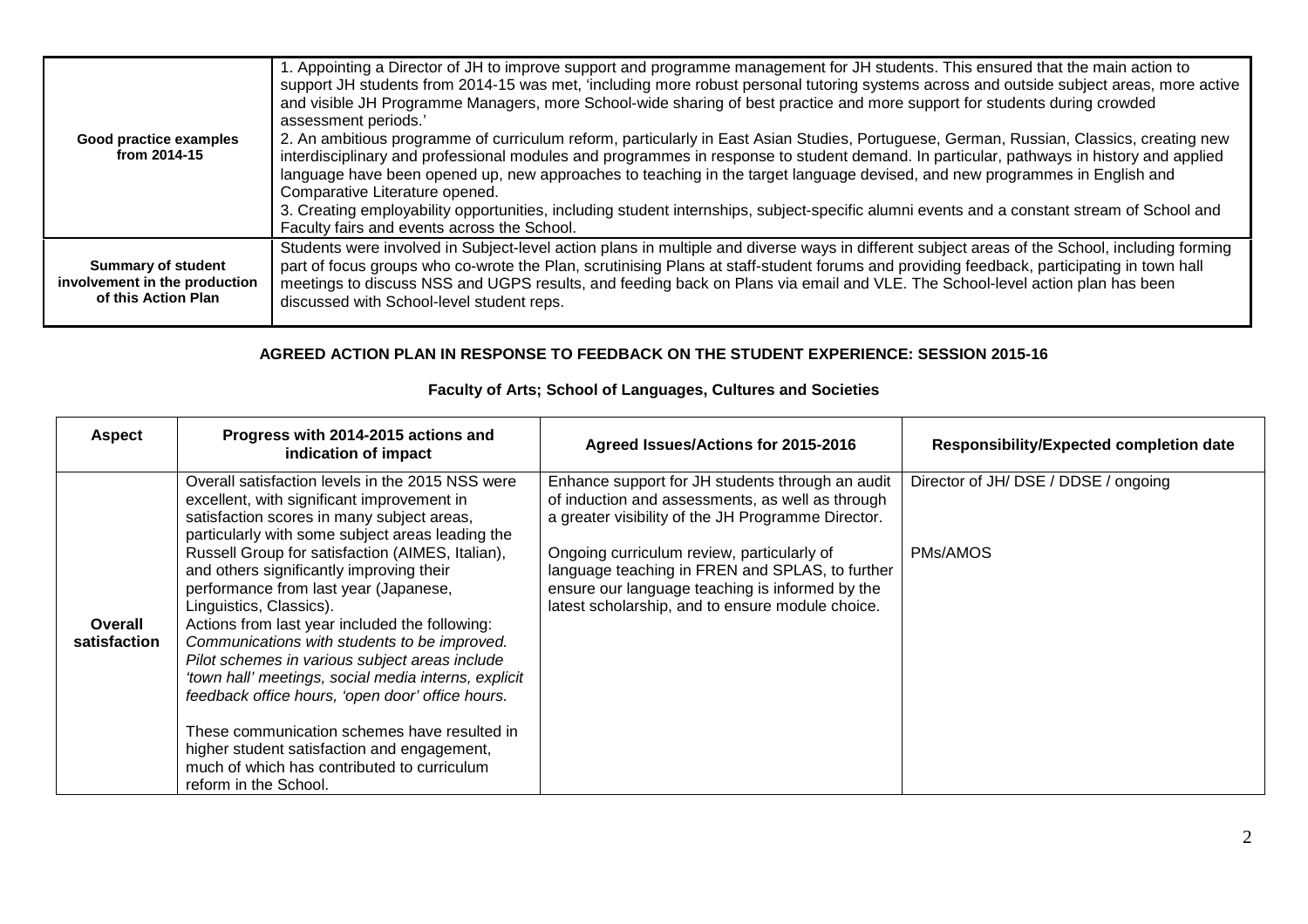| | |
|---|---|
| **Good practice examples from 2014-15** | 1. Appointing a Director of JH to improve support and programme management for JH students. This ensured that the main action to support JH students from 2014-15 was met, 'including more robust personal tutoring systems across and outside subject areas, more active and visible JH Programme Managers, more School-wide sharing of best practice and more support for students during crowded assessment periods.'<br>2. An ambitious programme of curriculum reform, particularly in East Asian Studies, Portuguese, German, Russian, Classics, creating new interdisciplinary and professional modules and programmes in response to student demand. In particular, pathways in history and applied language have been opened up, new approaches to teaching in the target language devised, and new programmes in English and Comparative Literature opened.<br>3. Creating employability opportunities, including student internships, subject-specific alumni events and a constant stream of School and Faculty fairs and events across the School. |
| **Summary of student involvement in the production of this Action Plan** | Students were involved in Subject-level action plans in multiple and diverse ways in different subject areas of the School, including forming part of focus groups who co-wrote the Plan, scrutinising Plans at staff-student forums and providing feedback, participating in town hall meetings to discuss NSS and UGPS results, and feeding back on Plans via email and VLE. The School-level action plan has been discussed with School-level student reps. |

**AGREED ACTION PLAN IN RESPONSE TO FEEDBACK ON THE STUDENT EXPERIENCE: SESSION 2015-16**

**Faculty of Arts; School of Languages, Cultures and Societies**

| Aspect | Progress with 2014-2015 actions and indication of impact | Agreed Issues/Actions for 2015-2016 | Responsibility/Expected completion date |
|---|---|---|---|
| **Overall satisfaction** | Overall satisfaction levels in the 2015 NSS were excellent, with significant improvement in satisfaction scores in many subject areas, particularly with some subject areas leading the Russell Group for satisfaction (AIMES, Italian), and others significantly improving their performance from last year (Japanese, Linguistics, Classics).<br>Actions from last year included the following:<br>*Communications with students to be improved. Pilot schemes in various subject areas include 'town hall' meetings, social media interns, explicit feedback office hours, 'open door' office hours.*<br><br>These communication schemes have resulted in higher student satisfaction and engagement, much of which has contributed to curriculum reform in the School. | Enhance support for JH students through an audit of induction and assessments, as well as through a greater visibility of the JH Programme Director.<br><br>Ongoing curriculum review, particularly of language teaching in FREN and SPLAS, to further ensure our language teaching is informed by the latest scholarship, and to ensure module choice. | Director of JH/ DSE / DDSE / ongoing<br><br><br>PMs/AMOS |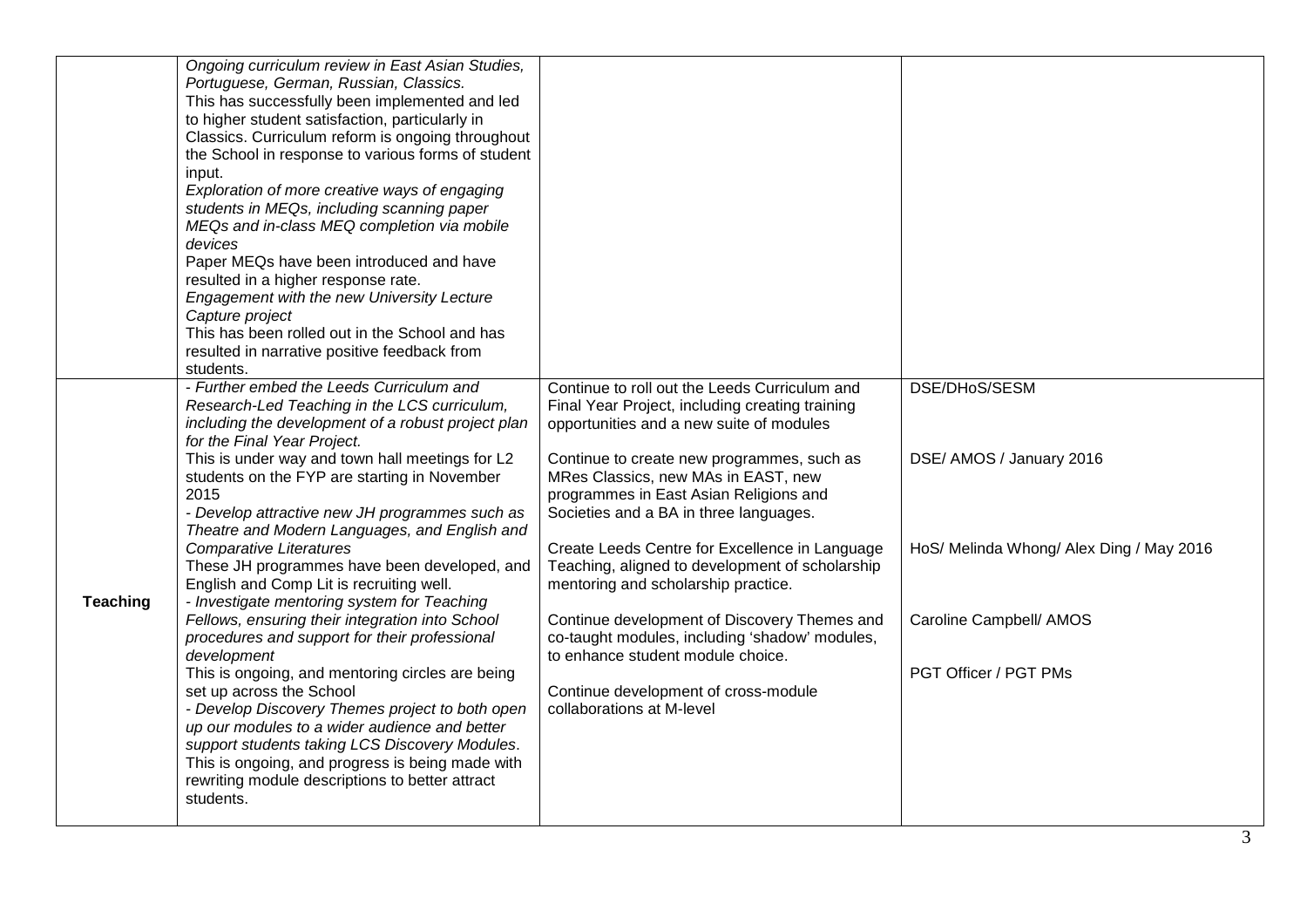| | | | |
|---|---|---|---|
| | *Ongoing curriculum review in East Asian Studies, Portuguese, German, Russian, Classics.*<br>This has successfully been implemented and led to higher student satisfaction, particularly in Classics. Curriculum reform is ongoing throughout the School in response to various forms of student input.<br>*Exploration of more creative ways of engaging students in MEQs, including scanning paper MEQs and in-class MEQ completion via mobile devices*<br>Paper MEQs have been introduced and have resulted in a higher response rate.<br>*Engagement with the new University Lecture Capture project*<br>This has been rolled out in the School and has resulted in narrative positive feedback from students. | | |
| **Teaching** | *- Further embed the Leeds Curriculum and Research-Led Teaching in the LCS curriculum, including the development of a robust project plan for the Final Year Project.*<br>This is under way and town hall meetings for L2 students on the FYP are starting in November 2015<br>*- Develop attractive new JH programmes such as Theatre and Modern Languages, and English and Comparative Literatures*<br>These JH programmes have been developed, and English and Comp Lit is recruiting well.<br>*- Investigate mentoring system for Teaching Fellows, ensuring their integration into School procedures and support for their professional development*<br>This is ongoing, and mentoring circles are being set up across the School<br>*- Develop Discovery Themes project to both open up our modules to a wider audience and better support students taking LCS Discovery Modules*.<br>This is ongoing, and progress is being made with rewriting module descriptions to better attract students. | Continue to roll out the Leeds Curriculum and Final Year Project, including creating training opportunities and a new suite of modules<br><br>Continue to create new programmes, such as MRes Classics, new MAs in EAST, new programmes in East Asian Religions and Societies and a BA in three languages.<br><br>Create Leeds Centre for Excellence in Language Teaching, aligned to development of scholarship mentoring and scholarship practice.<br><br>Continue development of Discovery Themes and co-taught modules, including 'shadow' modules, to enhance student module choice.<br><br>Continue development of cross-module collaborations at M-level | DSE/DHoS/SESM<br><br>DSE/ AMOS / January 2016<br><br>HoS/ Melinda Whong/ Alex Ding / May 2016<br><br>Caroline Campbell/ AMOS<br><br>PGT Officer / PGT PMs |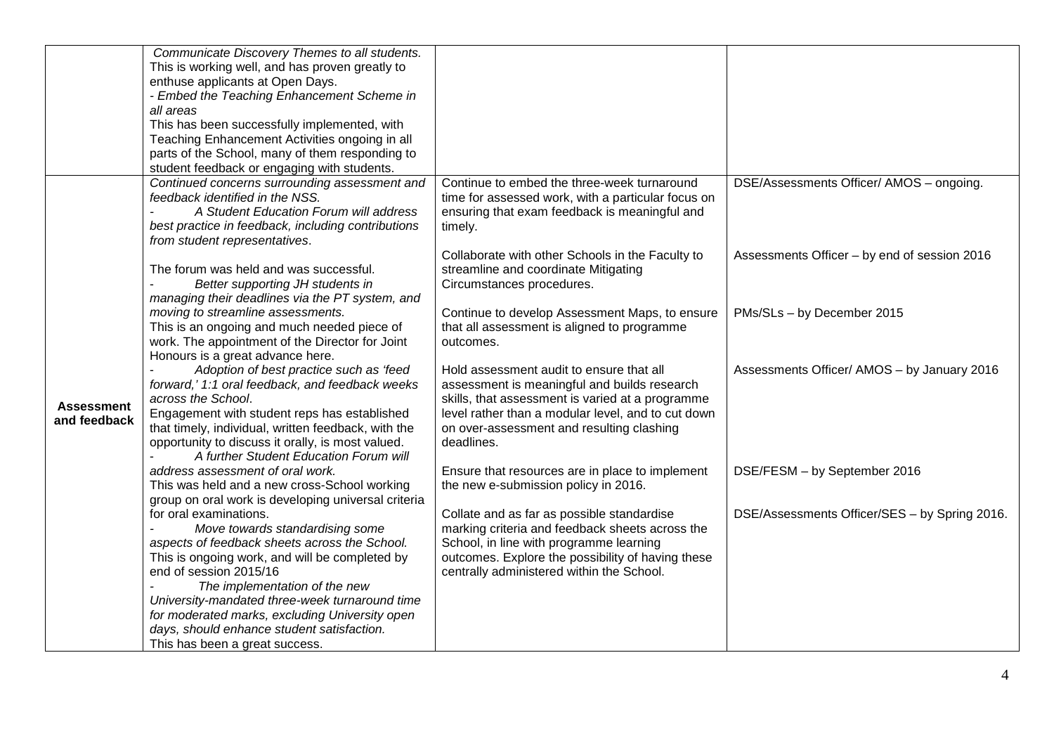| | | | |
|---|---|---|---|
| | *Communicate Discovery Themes to all students.*<br>This is working well, and has proven greatly to enthuse applicants at Open Days.<br>*- Embed the Teaching Enhancement Scheme in all areas*<br>This has been successfully implemented, with Teaching Enhancement Activities ongoing in all parts of the School, many of them responding to student feedback or engaging with students. | | |
| **Assessment and feedback** | *Continued concerns surrounding assessment and feedback identified in the NSS.*<br>- *A Student Education Forum will address best practice in feedback, including contributions from student representatives*.<br><br>The forum was held and was successful.<br>- *Better supporting JH students in managing their deadlines via the PT system, and moving to streamline assessments.*<br>This is an ongoing and much needed piece of work. The appointment of the Director for Joint Honours is a great advance here.<br>- *Adoption of best practice such as 'feed forward,' 1:1 oral feedback, and feedback weeks across the School*.<br>Engagement with student reps has established that timely, individual, written feedback, with the opportunity to discuss it orally, is most valued.<br>- *A further Student Education Forum will address assessment of oral work.*<br>This was held and a new cross-School working group on oral work is developing universal criteria for oral examinations.<br>- *Move towards standardising some aspects of feedback sheets across the School.*<br>This is ongoing work, and will be completed by end of session 2015/16<br>- *The implementation of the new University-mandated three-week turnaround time for moderated marks, excluding University open days, should enhance student satisfaction.*<br>This has been a great success. | Continue to embed the three-week turnaround time for assessed work, with a particular focus on ensuring that exam feedback is meaningful and timely.<br><br>Collaborate with other Schools in the Faculty to streamline and coordinate Mitigating Circumstances procedures.<br><br>Continue to develop Assessment Maps, to ensure that all assessment is aligned to programme outcomes.<br><br>Hold assessment audit to ensure that all assessment is meaningful and builds research skills, that assessment is varied at a programme level rather than a modular level, and to cut down on over-assessment and resulting clashing deadlines.<br><br>Ensure that resources are in place to implement the new e-submission policy in 2016.<br><br>Collate and as far as possible standardise marking criteria and feedback sheets across the School, in line with programme learning outcomes. Explore the possibility of having these centrally administered within the School. | DSE/Assessments Officer/ AMOS – ongoing.<br><br>Assessments Officer – by end of session 2016<br><br>PMs/SLs – by December 2015<br><br>Assessments Officer/ AMOS – by January 2016<br><br>DSE/FESM – by September 2016<br><br>DSE/Assessments Officer/SES – by Spring 2016. |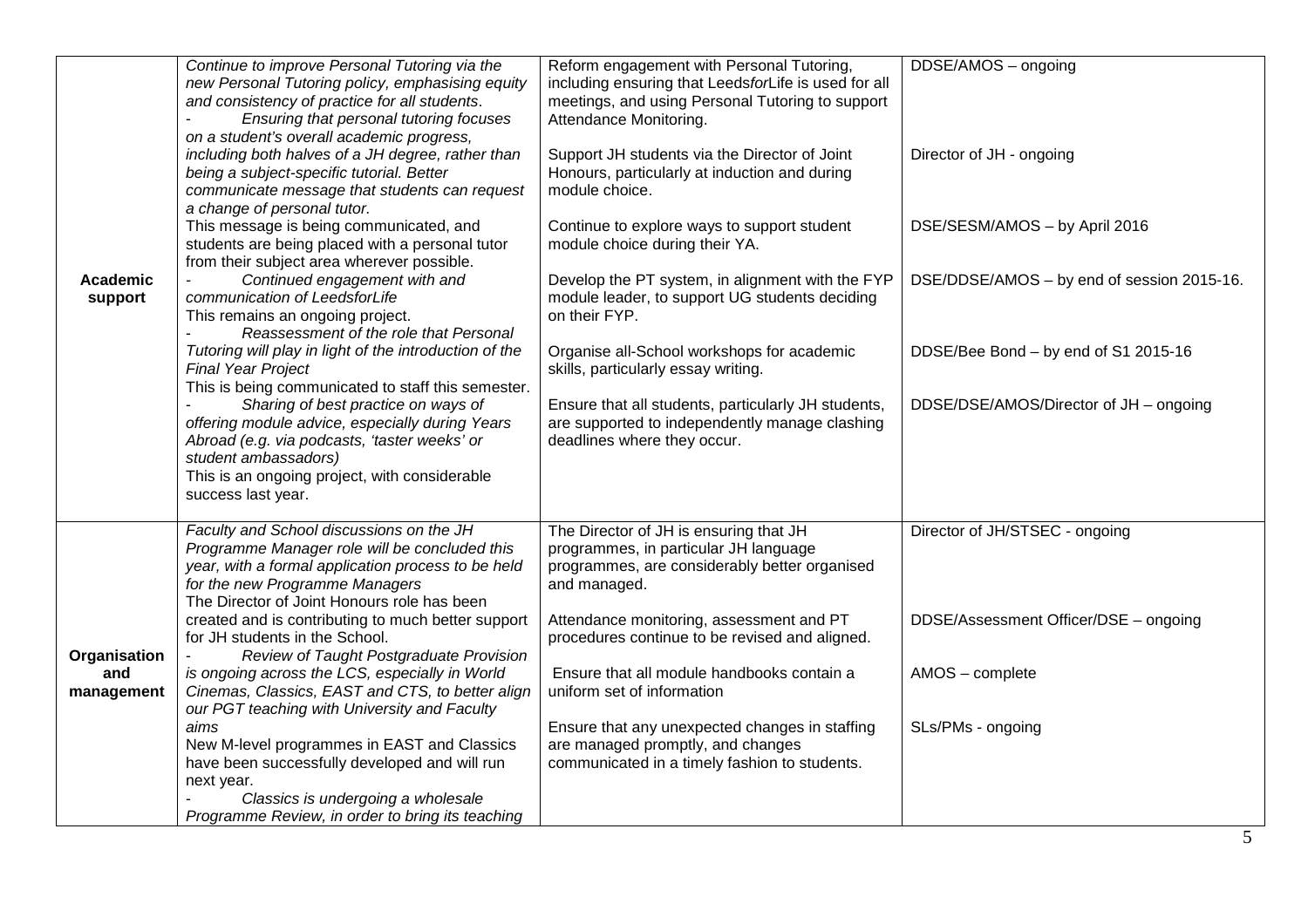| | | | |
|---|---|---|---|
| **Academic support** | *Continue to improve Personal Tutoring via the new Personal Tutoring policy, emphasising equity and consistency of practice for all students.*<br>- *Ensuring that personal tutoring focuses on a student's overall academic progress, including both halves of a JH degree, rather than being a subject-specific tutorial. Better communicate message that students can request a change of personal tutor.*<br>This message is being communicated, and students are being placed with a personal tutor from their subject area wherever possible.<br>- *Continued engagement with and communication of LeedsforLife*<br>This remains an ongoing project.<br>- *Reassessment of the role that Personal Tutoring will play in light of the introduction of the Final Year Project*<br>This is being communicated to staff this semester.<br>- *Sharing of best practice on ways of offering module advice, especially during Years Abroad (e.g. via podcasts, 'taster weeks' or student ambassadors)*<br>This is an ongoing project, with considerable success last year. | Reform engagement with Personal Tutoring, including ensuring that Leeds*for*Life is used for all meetings, and using Personal Tutoring to support Attendance Monitoring.<br><br>Support JH students via the Director of Joint Honours, particularly at induction and during module choice.<br><br>Continue to explore ways to support student module choice during their YA.<br><br>Develop the PT system, in alignment with the FYP module leader, to support UG students deciding on their FYP.<br><br>Organise all-School workshops for academic skills, particularly essay writing.<br><br>Ensure that all students, particularly JH students, are supported to independently manage clashing deadlines where they occur. | DDSE/AMOS – ongoing<br><br>Director of JH - ongoing<br><br>DSE/SESM/AMOS – by April 2016<br><br>DSE/DDSE/AMOS – by end of session 2015-16.<br><br>DDSE/Bee Bond – by end of S1 2015-16<br><br>DDSE/DSE/AMOS/Director of JH – ongoing |
| **Organisation and management** | *Faculty and School discussions on the JH Programme Manager role will be concluded this year, with a formal application process to be held for the new Programme Managers*<br>The Director of Joint Honours role has been created and is contributing to much better support for JH students in the School.<br>- *Review of Taught Postgraduate Provision is ongoing across the LCS, especially in World Cinemas, Classics, EAST and CTS, to better align our PGT teaching with University and Faculty aims*<br>New M-level programmes in EAST and Classics have been successfully developed and will run next year.<br>- *Classics is undergoing a wholesale Programme Review, in order to bring its teaching* | The Director of JH is ensuring that JH programmes, in particular JH language programmes, are considerably better organised and managed.<br><br>Attendance monitoring, assessment and PT procedures continue to be revised and aligned.<br><br>Ensure that all module handbooks contain a uniform set of information<br><br>Ensure that any unexpected changes in staffing are managed promptly, and changes communicated in a timely fashion to students. | Director of JH/STSEC - ongoing<br><br>DDSE/Assessment Officer/DSE – ongoing<br><br>AMOS – complete<br><br>SLs/PMs - ongoing |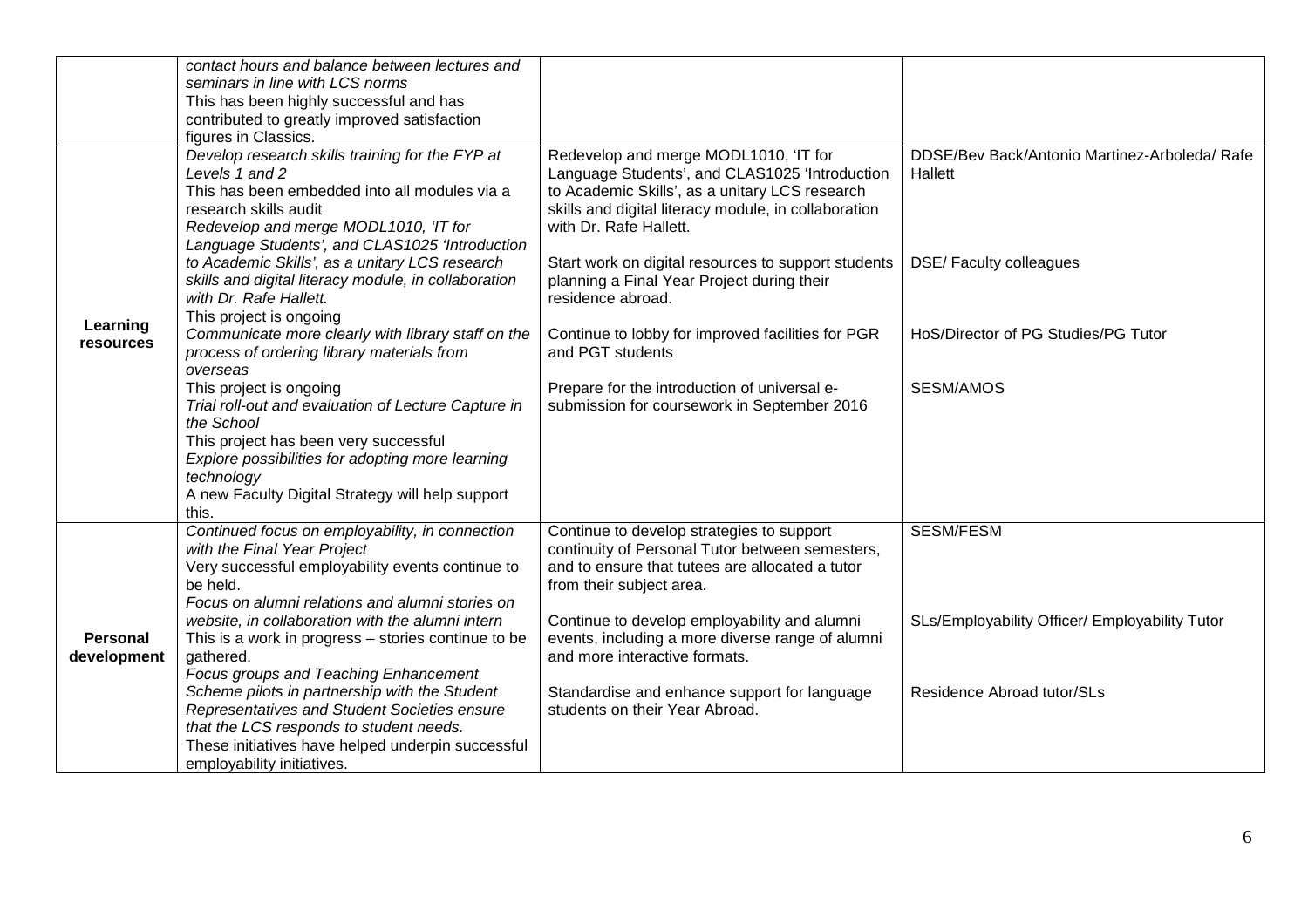| | | | |
|---|---|---|---|
| | *contact hours and balance between lectures and seminars in line with LCS norms*<br>This has been highly successful and has contributed to greatly improved satisfaction figures in Classics. | | |
| **Learning resources** | *Develop research skills training for the FYP at Levels 1 and 2*<br>This has been embedded into all modules via a research skills audit<br>*Redevelop and merge MODL1010, 'IT for Language Students', and CLAS1025 'Introduction to Academic Skills', as a unitary LCS research skills and digital literacy module, in collaboration with Dr. Rafe Hallett.*<br>This project is ongoing<br>*Communicate more clearly with library staff on the process of ordering library materials from overseas*<br>This project is ongoing<br>*Trial roll-out and evaluation of Lecture Capture in the School*<br>This project has been very successful<br>*Explore possibilities for adopting more learning technology*<br>A new Faculty Digital Strategy will help support this. | Redevelop and merge MODL1010, 'IT for Language Students', and CLAS1025 'Introduction to Academic Skills', as a unitary LCS research skills and digital literacy module, in collaboration with Dr. Rafe Hallett.<br><br>Start work on digital resources to support students planning a Final Year Project during their residence abroad.<br><br>Continue to lobby for improved facilities for PGR and PGT students<br><br>Prepare for the introduction of universal e-submission for coursework in September 2016 | DDSE/Bev Back/Antonio Martinez-Arboleda/ Rafe Hallett<br><br>DSE/ Faculty colleagues<br><br>HoS/Director of PG Studies/PG Tutor<br><br>SESM/AMOS |
| **Personal development** | *Continued focus on employability, in connection with the Final Year Project*<br>Very successful employability events continue to be held.<br>*Focus on alumni relations and alumni stories on website, in collaboration with the alumni intern*<br>This is a work in progress – stories continue to be gathered.<br>*Focus groups and Teaching Enhancement Scheme pilots in partnership with the Student Representatives and Student Societies ensure that the LCS responds to student needs.*<br>These initiatives have helped underpin successful employability initiatives. | Continue to develop strategies to support continuity of Personal Tutor between semesters, and to ensure that tutees are allocated a tutor from their subject area.<br><br>Continue to develop employability and alumni events, including a more diverse range of alumni and more interactive formats.<br><br>Standardise and enhance support for language students on their Year Abroad. | SESM/FESM<br><br>SLs/Employability Officer/ Employability Tutor<br><br>Residence Abroad tutor/SLs |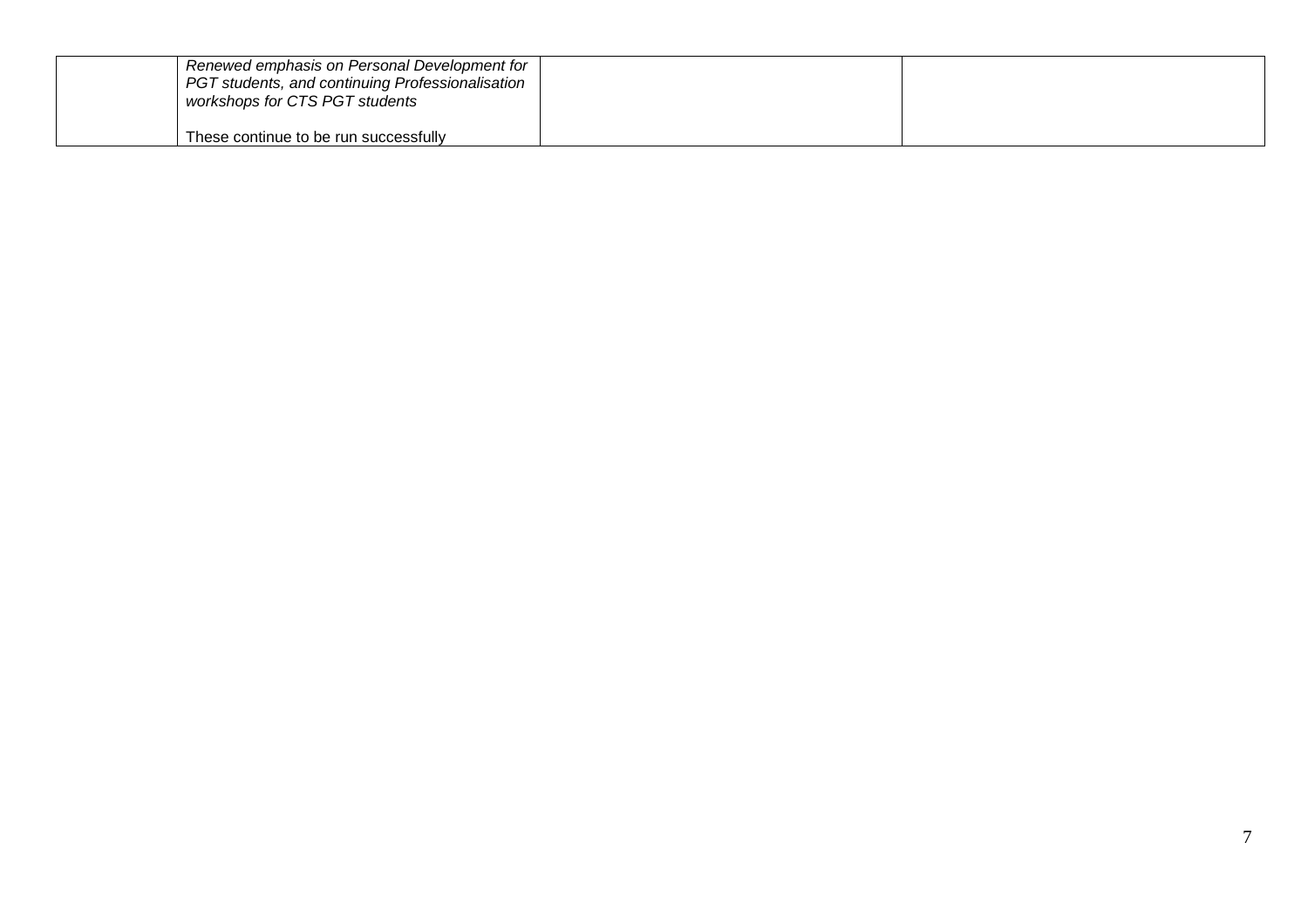| | | | |
|---|---|---|---|
| | *Renewed emphasis on Personal Development for PGT students, and continuing Professionalisation workshops for CTS PGT students*<br><br>These continue to be run successfully | | |